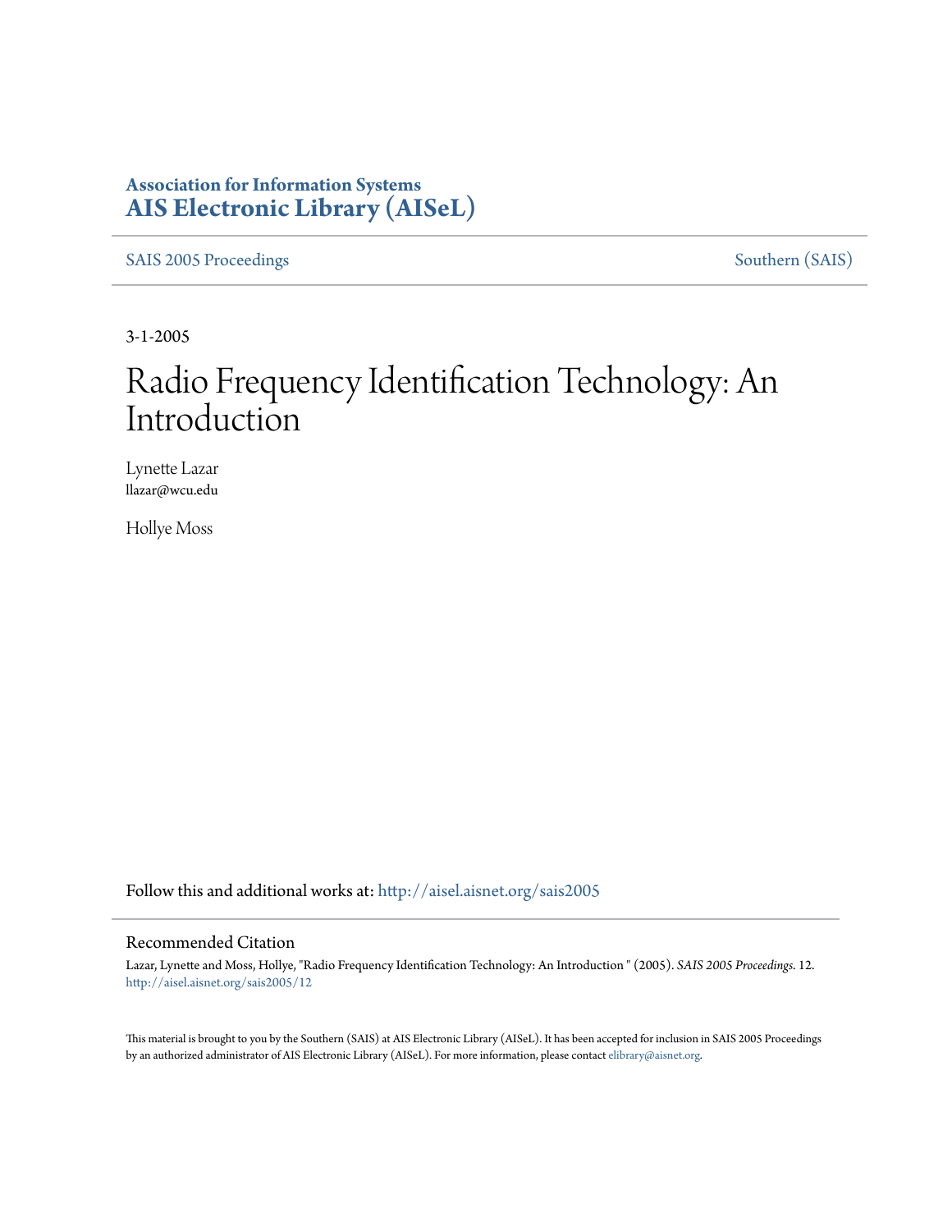**Association for Information Systems**
**AIS Electronic Library (AISeL)**

SAIS 2005 Proceedings — Southern (SAIS)

3-1-2005

# Radio Frequency Identification Technology: An Introduction

Lynette Lazar
llazar@wcu.edu

Hollye Moss

Follow this and additional works at: http://aisel.aisnet.org/sais2005

## Recommended Citation

Lazar, Lynette and Moss, Hollye, "Radio Frequency Identification Technology: An Introduction " (2005). *SAIS 2005 Proceedings*. 12.
http://aisel.aisnet.org/sais2005/12

This material is brought to you by the Southern (SAIS) at AIS Electronic Library (AISeL). It has been accepted for inclusion in SAIS 2005 Proceedings by an authorized administrator of AIS Electronic Library (AISeL). For more information, please contact elibrary@aisnet.org.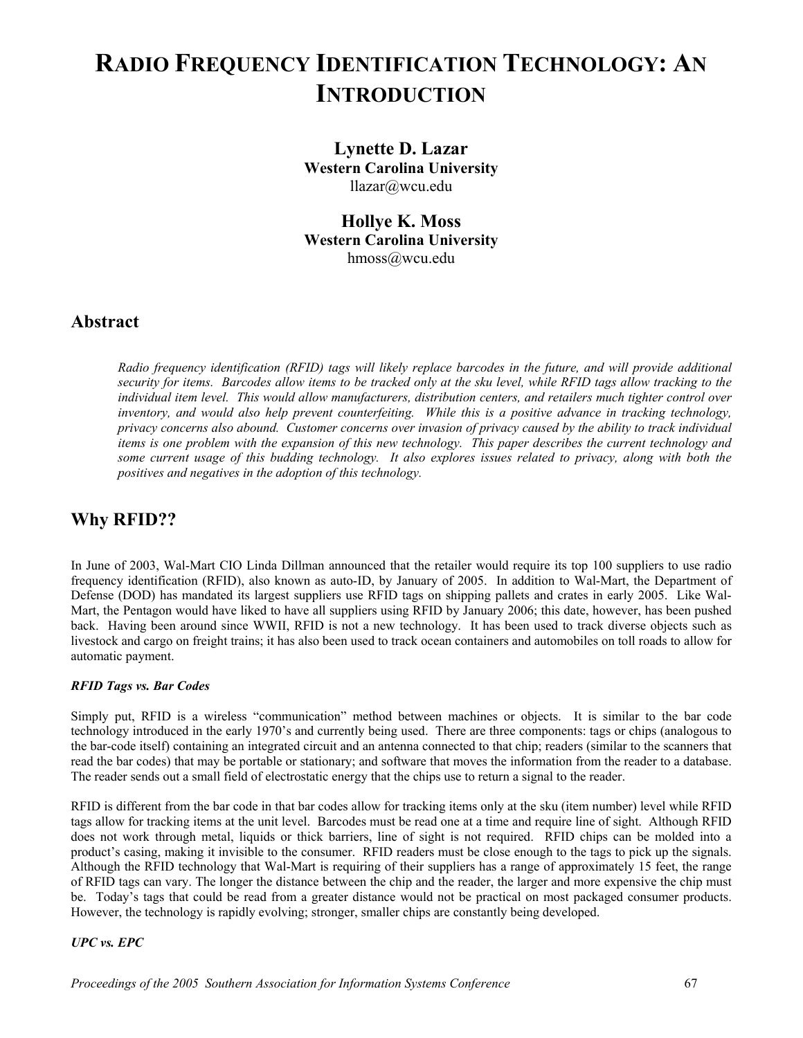# RADIO FREQUENCY IDENTIFICATION TECHNOLOGY: AN INTRODUCTION

**Lynette D. Lazar**
**Western Carolina University**
llazar@wcu.edu

**Hollye K. Moss**
**Western Carolina University**
hmoss@wcu.edu

## Abstract

*Radio frequency identification (RFID) tags will likely replace barcodes in the future, and will provide additional security for items. Barcodes allow items to be tracked only at the sku level, while RFID tags allow tracking to the individual item level. This would allow manufacturers, distribution centers, and retailers much tighter control over inventory, and would also help prevent counterfeiting. While this is a positive advance in tracking technology, privacy concerns also abound. Customer concerns over invasion of privacy caused by the ability to track individual items is one problem with the expansion of this new technology. This paper describes the current technology and some current usage of this budding technology. It also explores issues related to privacy, along with both the positives and negatives in the adoption of this technology.*

## Why RFID??

In June of 2003, Wal-Mart CIO Linda Dillman announced that the retailer would require its top 100 suppliers to use radio frequency identification (RFID), also known as auto-ID, by January of 2005. In addition to Wal-Mart, the Department of Defense (DOD) has mandated its largest suppliers use RFID tags on shipping pallets and crates in early 2005. Like Wal-Mart, the Pentagon would have liked to have all suppliers using RFID by January 2006; this date, however, has been pushed back. Having been around since WWII, RFID is not a new technology. It has been used to track diverse objects such as livestock and cargo on freight trains; it has also been used to track ocean containers and automobiles on toll roads to allow for automatic payment.

### *RFID Tags vs. Bar Codes*

Simply put, RFID is a wireless "communication" method between machines or objects. It is similar to the bar code technology introduced in the early 1970's and currently being used. There are three components: tags or chips (analogous to the bar-code itself) containing an integrated circuit and an antenna connected to that chip; readers (similar to the scanners that read the bar codes) that may be portable or stationary; and software that moves the information from the reader to a database. The reader sends out a small field of electrostatic energy that the chips use to return a signal to the reader.

RFID is different from the bar code in that bar codes allow for tracking items only at the sku (item number) level while RFID tags allow for tracking items at the unit level. Barcodes must be read one at a time and require line of sight. Although RFID does not work through metal, liquids or thick barriers, line of sight is not required. RFID chips can be molded into a product's casing, making it invisible to the consumer. RFID readers must be close enough to the tags to pick up the signals. Although the RFID technology that Wal-Mart is requiring of their suppliers has a range of approximately 15 feet, the range of RFID tags can vary. The longer the distance between the chip and the reader, the larger and more expensive the chip must be. Today's tags that could be read from a greater distance would not be practical on most packaged consumer products. However, the technology is rapidly evolving; stronger, smaller chips are constantly being developed.

### *UPC vs. EPC*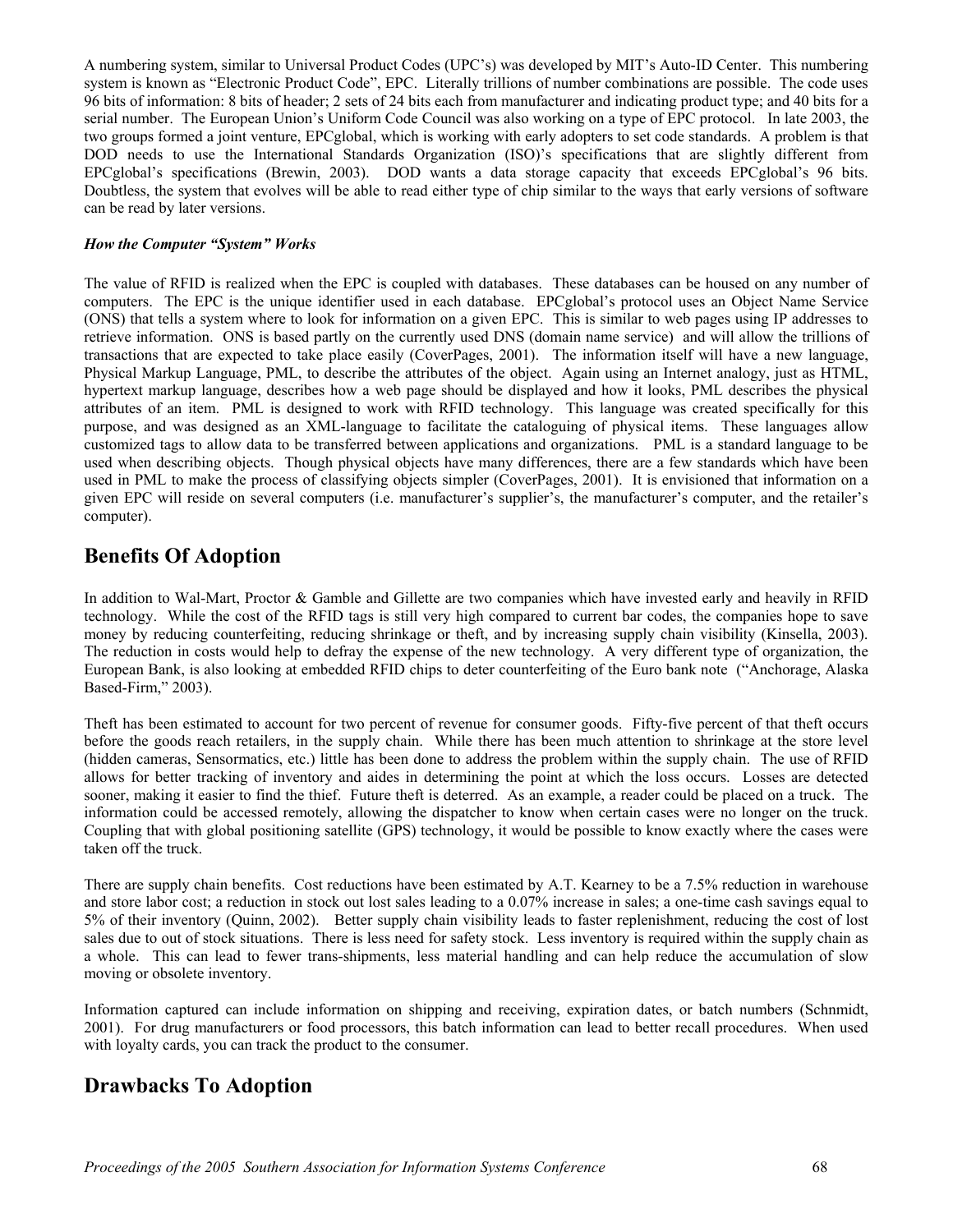A numbering system, similar to Universal Product Codes (UPC's) was developed by MIT's Auto-ID Center. This numbering system is known as "Electronic Product Code", EPC. Literally trillions of number combinations are possible. The code uses 96 bits of information: 8 bits of header; 2 sets of 24 bits each from manufacturer and indicating product type; and 40 bits for a serial number. The European Union's Uniform Code Council was also working on a type of EPC protocol. In late 2003, the two groups formed a joint venture, EPCglobal, which is working with early adopters to set code standards. A problem is that DOD needs to use the International Standards Organization (ISO)'s specifications that are slightly different from EPCglobal's specifications (Brewin, 2003). DOD wants a data storage capacity that exceeds EPCglobal's 96 bits. Doubtless, the system that evolves will be able to read either type of chip similar to the ways that early versions of software can be read by later versions.

***How the Computer "System" Works***

The value of RFID is realized when the EPC is coupled with databases. These databases can be housed on any number of computers. The EPC is the unique identifier used in each database. EPCglobal's protocol uses an Object Name Service (ONS) that tells a system where to look for information on a given EPC. This is similar to web pages using IP addresses to retrieve information. ONS is based partly on the currently used DNS (domain name service) and will allow the trillions of transactions that are expected to take place easily (CoverPages, 2001). The information itself will have a new language, Physical Markup Language, PML, to describe the attributes of the object. Again using an Internet analogy, just as HTML, hypertext markup language, describes how a web page should be displayed and how it looks, PML describes the physical attributes of an item. PML is designed to work with RFID technology. This language was created specifically for this purpose, and was designed as an XML-language to facilitate the cataloguing of physical items. These languages allow customized tags to allow data to be transferred between applications and organizations. PML is a standard language to be used when describing objects. Though physical objects have many differences, there are a few standards which have been used in PML to make the process of classifying objects simpler (CoverPages, 2001). It is envisioned that information on a given EPC will reside on several computers (i.e. manufacturer's supplier's, the manufacturer's computer, and the retailer's computer).

## Benefits Of Adoption

In addition to Wal-Mart, Proctor & Gamble and Gillette are two companies which have invested early and heavily in RFID technology. While the cost of the RFID tags is still very high compared to current bar codes, the companies hope to save money by reducing counterfeiting, reducing shrinkage or theft, and by increasing supply chain visibility (Kinsella, 2003). The reduction in costs would help to defray the expense of the new technology. A very different type of organization, the European Bank, is also looking at embedded RFID chips to deter counterfeiting of the Euro bank note ("Anchorage, Alaska Based-Firm," 2003).

Theft has been estimated to account for two percent of revenue for consumer goods. Fifty-five percent of that theft occurs before the goods reach retailers, in the supply chain. While there has been much attention to shrinkage at the store level (hidden cameras, Sensormatics, etc.) little has been done to address the problem within the supply chain. The use of RFID allows for better tracking of inventory and aides in determining the point at which the loss occurs. Losses are detected sooner, making it easier to find the thief. Future theft is deterred. As an example, a reader could be placed on a truck. The information could be accessed remotely, allowing the dispatcher to know when certain cases were no longer on the truck. Coupling that with global positioning satellite (GPS) technology, it would be possible to know exactly where the cases were taken off the truck.

There are supply chain benefits. Cost reductions have been estimated by A.T. Kearney to be a 7.5% reduction in warehouse and store labor cost; a reduction in stock out lost sales leading to a 0.07% increase in sales; a one-time cash savings equal to 5% of their inventory (Quinn, 2002). Better supply chain visibility leads to faster replenishment, reducing the cost of lost sales due to out of stock situations. There is less need for safety stock. Less inventory is required within the supply chain as a whole. This can lead to fewer trans-shipments, less material handling and can help reduce the accumulation of slow moving or obsolete inventory.

Information captured can include information on shipping and receiving, expiration dates, or batch numbers (Schnmidt, 2001). For drug manufacturers or food processors, this batch information can lead to better recall procedures. When used with loyalty cards, you can track the product to the consumer.

## Drawbacks To Adoption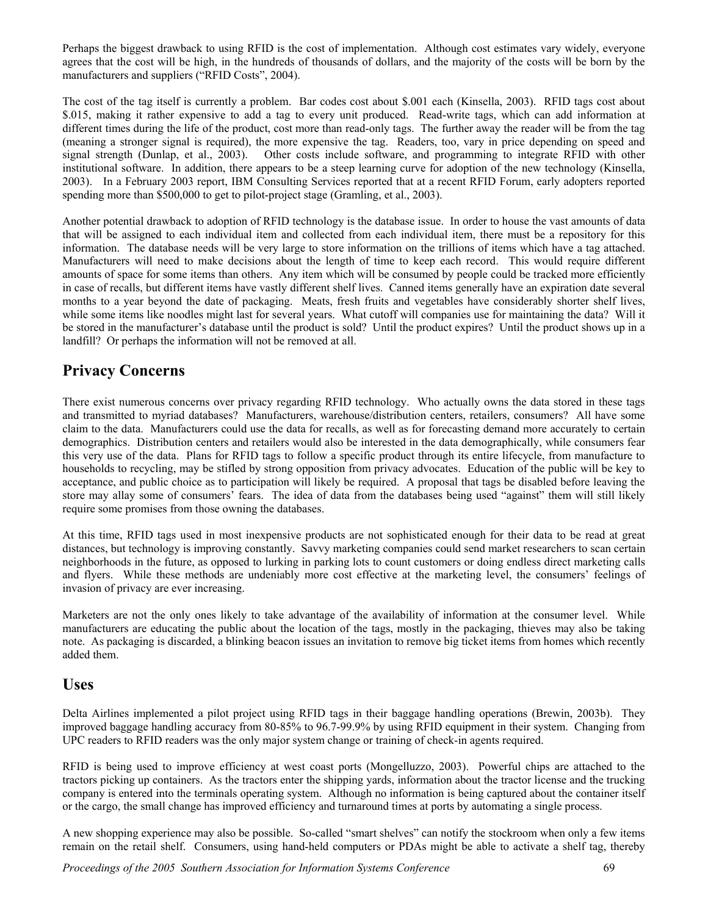Perhaps the biggest drawback to using RFID is the cost of implementation. Although cost estimates vary widely, everyone agrees that the cost will be high, in the hundreds of thousands of dollars, and the majority of the costs will be born by the manufacturers and suppliers ("RFID Costs", 2004).

The cost of the tag itself is currently a problem. Bar codes cost about $.001 each (Kinsella, 2003). RFID tags cost about $.015, making it rather expensive to add a tag to every unit produced. Read-write tags, which can add information at different times during the life of the product, cost more than read-only tags. The further away the reader will be from the tag (meaning a stronger signal is required), the more expensive the tag. Readers, too, vary in price depending on speed and signal strength (Dunlap, et al., 2003). Other costs include software, and programming to integrate RFID with other institutional software. In addition, there appears to be a steep learning curve for adoption of the new technology (Kinsella, 2003). In a February 2003 report, IBM Consulting Services reported that at a recent RFID Forum, early adopters reported spending more than $500,000 to get to pilot-project stage (Gramling, et al., 2003).

Another potential drawback to adoption of RFID technology is the database issue. In order to house the vast amounts of data that will be assigned to each individual item and collected from each individual item, there must be a repository for this information. The database needs will be very large to store information on the trillions of items which have a tag attached. Manufacturers will need to make decisions about the length of time to keep each record. This would require different amounts of space for some items than others. Any item which will be consumed by people could be tracked more efficiently in case of recalls, but different items have vastly different shelf lives. Canned items generally have an expiration date several months to a year beyond the date of packaging. Meats, fresh fruits and vegetables have considerably shorter shelf lives, while some items like noodles might last for several years. What cutoff will companies use for maintaining the data? Will it be stored in the manufacturer's database until the product is sold? Until the product expires? Until the product shows up in a landfill? Or perhaps the information will not be removed at all.

## Privacy Concerns

There exist numerous concerns over privacy regarding RFID technology. Who actually owns the data stored in these tags and transmitted to myriad databases? Manufacturers, warehouse/distribution centers, retailers, consumers? All have some claim to the data. Manufacturers could use the data for recalls, as well as for forecasting demand more accurately to certain demographics. Distribution centers and retailers would also be interested in the data demographically, while consumers fear this very use of the data. Plans for RFID tags to follow a specific product through its entire lifecycle, from manufacture to households to recycling, may be stifled by strong opposition from privacy advocates. Education of the public will be key to acceptance, and public choice as to participation will likely be required. A proposal that tags be disabled before leaving the store may allay some of consumers' fears. The idea of data from the databases being used "against" them will still likely require some promises from those owning the databases.

At this time, RFID tags used in most inexpensive products are not sophisticated enough for their data to be read at great distances, but technology is improving constantly. Savvy marketing companies could send market researchers to scan certain neighborhoods in the future, as opposed to lurking in parking lots to count customers or doing endless direct marketing calls and flyers. While these methods are undeniably more cost effective at the marketing level, the consumers' feelings of invasion of privacy are ever increasing.

Marketers are not the only ones likely to take advantage of the availability of information at the consumer level. While manufacturers are educating the public about the location of the tags, mostly in the packaging, thieves may also be taking note. As packaging is discarded, a blinking beacon issues an invitation to remove big ticket items from homes which recently added them.

## Uses

Delta Airlines implemented a pilot project using RFID tags in their baggage handling operations (Brewin, 2003b). They improved baggage handling accuracy from 80-85% to 96.7-99.9% by using RFID equipment in their system. Changing from UPC readers to RFID readers was the only major system change or training of check-in agents required.

RFID is being used to improve efficiency at west coast ports (Mongelluzzo, 2003). Powerful chips are attached to the tractors picking up containers. As the tractors enter the shipping yards, information about the tractor license and the trucking company is entered into the terminals operating system. Although no information is being captured about the container itself or the cargo, the small change has improved efficiency and turnaround times at ports by automating a single process.

A new shopping experience may also be possible. So-called "smart shelves" can notify the stockroom when only a few items remain on the retail shelf. Consumers, using hand-held computers or PDAs might be able to activate a shelf tag, thereby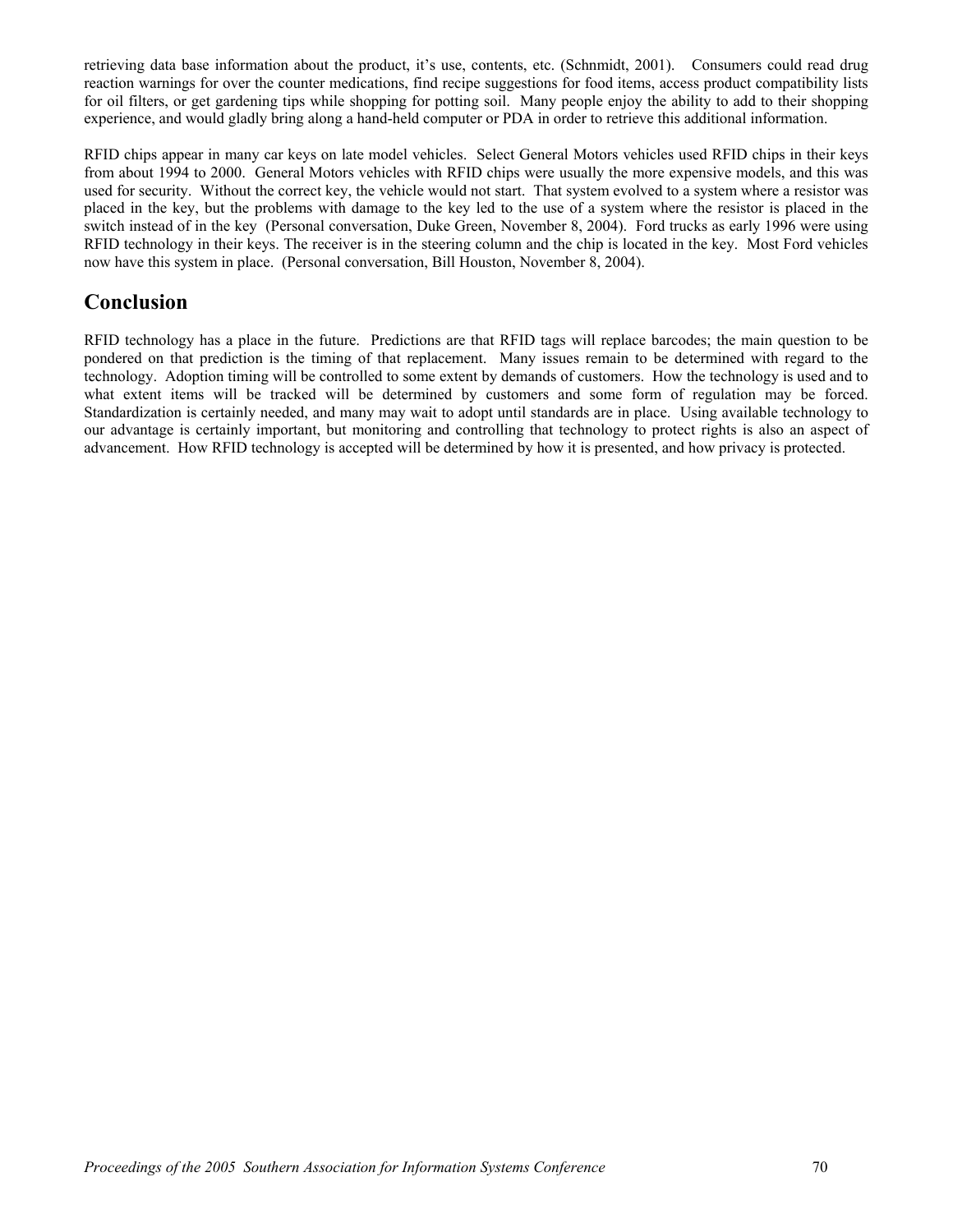retrieving data base information about the product, it's use, contents, etc. (Schnmidt, 2001). Consumers could read drug reaction warnings for over the counter medications, find recipe suggestions for food items, access product compatibility lists for oil filters, or get gardening tips while shopping for potting soil. Many people enjoy the ability to add to their shopping experience, and would gladly bring along a hand-held computer or PDA in order to retrieve this additional information.

RFID chips appear in many car keys on late model vehicles. Select General Motors vehicles used RFID chips in their keys from about 1994 to 2000. General Motors vehicles with RFID chips were usually the more expensive models, and this was used for security. Without the correct key, the vehicle would not start. That system evolved to a system where a resistor was placed in the key, but the problems with damage to the key led to the use of a system where the resistor is placed in the switch instead of in the key (Personal conversation, Duke Green, November 8, 2004). Ford trucks as early 1996 were using RFID technology in their keys. The receiver is in the steering column and the chip is located in the key. Most Ford vehicles now have this system in place. (Personal conversation, Bill Houston, November 8, 2004).

## Conclusion

RFID technology has a place in the future. Predictions are that RFID tags will replace barcodes; the main question to be pondered on that prediction is the timing of that replacement. Many issues remain to be determined with regard to the technology. Adoption timing will be controlled to some extent by demands of customers. How the technology is used and to what extent items will be tracked will be determined by customers and some form of regulation may be forced. Standardization is certainly needed, and many may wait to adopt until standards are in place. Using available technology to our advantage is certainly important, but monitoring and controlling that technology to protect rights is also an aspect of advancement. How RFID technology is accepted will be determined by how it is presented, and how privacy is protected.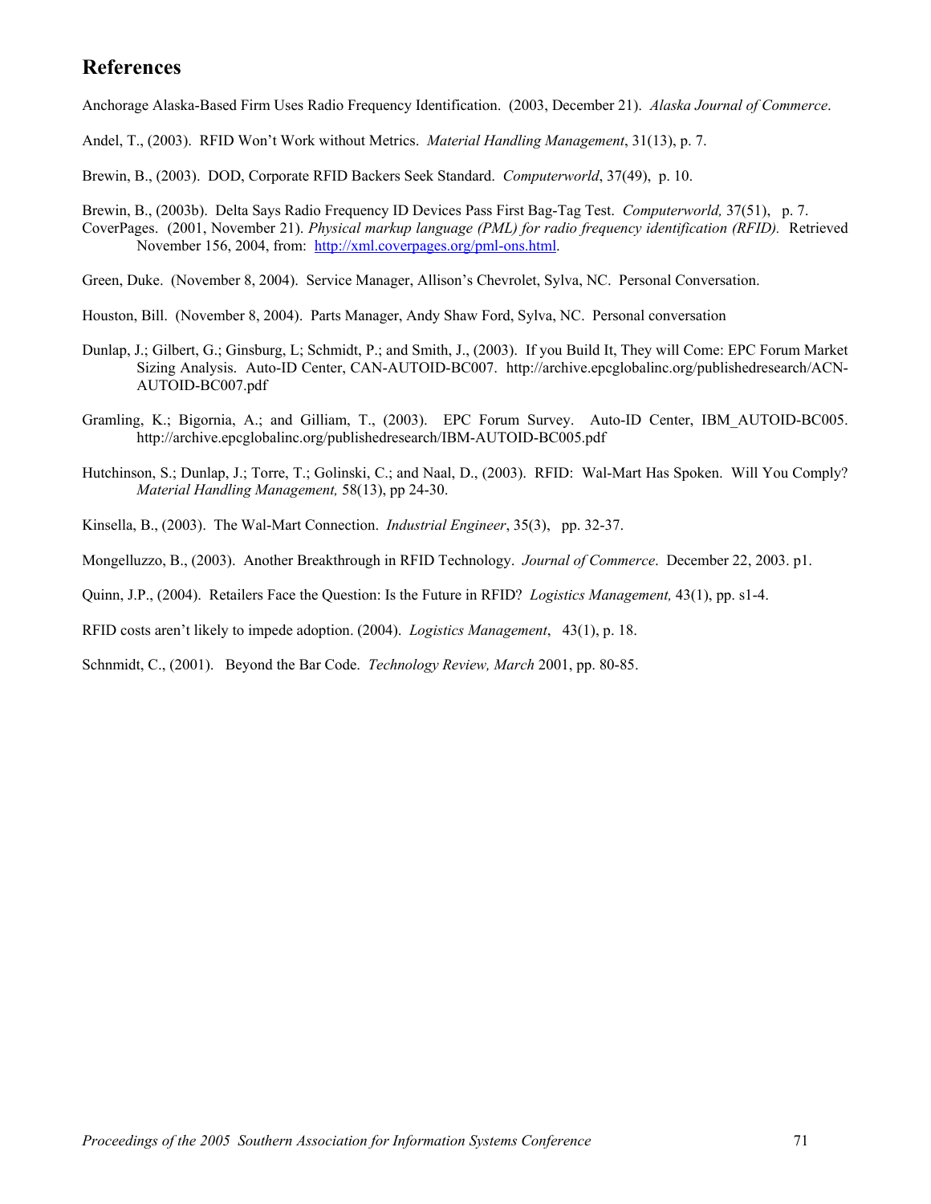## References

Anchorage Alaska-Based Firm Uses Radio Frequency Identification. (2003, December 21). *Alaska Journal of Commerce*.

Andel, T., (2003). RFID Won't Work without Metrics. *Material Handling Management*, 31(13), p. 7.

Brewin, B., (2003). DOD, Corporate RFID Backers Seek Standard. *Computerworld*, 37(49), p. 10.

Brewin, B., (2003b). Delta Says Radio Frequency ID Devices Pass First Bag-Tag Test. *Computerworld,* 37(51), p. 7.

CoverPages. (2001, November 21). *Physical markup language (PML) for radio frequency identification (RFID).* Retrieved November 156, 2004, from: http://xml.coverpages.org/pml-ons.html.

Green, Duke. (November 8, 2004). Service Manager, Allison's Chevrolet, Sylva, NC. Personal Conversation.

Houston, Bill. (November 8, 2004). Parts Manager, Andy Shaw Ford, Sylva, NC. Personal conversation

Dunlap, J.; Gilbert, G.; Ginsburg, L; Schmidt, P.; and Smith, J., (2003). If you Build It, They will Come: EPC Forum Market Sizing Analysis. Auto-ID Center, CAN-AUTOID-BC007. http://archive.epcglobalinc.org/publishedresearch/ACN-AUTOID-BC007.pdf

Gramling, K.; Bigornia, A.; and Gilliam, T., (2003). EPC Forum Survey. Auto-ID Center, IBM_AUTOID-BC005. http://archive.epcglobalinc.org/publishedresearch/IBM-AUTOID-BC005.pdf

Hutchinson, S.; Dunlap, J.; Torre, T.; Golinski, C.; and Naal, D., (2003). RFID: Wal-Mart Has Spoken. Will You Comply? *Material Handling Management,* 58(13), pp 24-30.

Kinsella, B., (2003). The Wal-Mart Connection. *Industrial Engineer*, 35(3), pp. 32-37.

Mongelluzzo, B., (2003). Another Breakthrough in RFID Technology. *Journal of Commerce*. December 22, 2003. p1.

Quinn, J.P., (2004). Retailers Face the Question: Is the Future in RFID? *Logistics Management,* 43(1), pp. s1-4.

RFID costs aren't likely to impede adoption. (2004). *Logistics Management*, 43(1), p. 18.

Schnmidt, C., (2001). Beyond the Bar Code. *Technology Review, March* 2001, pp. 80-85.